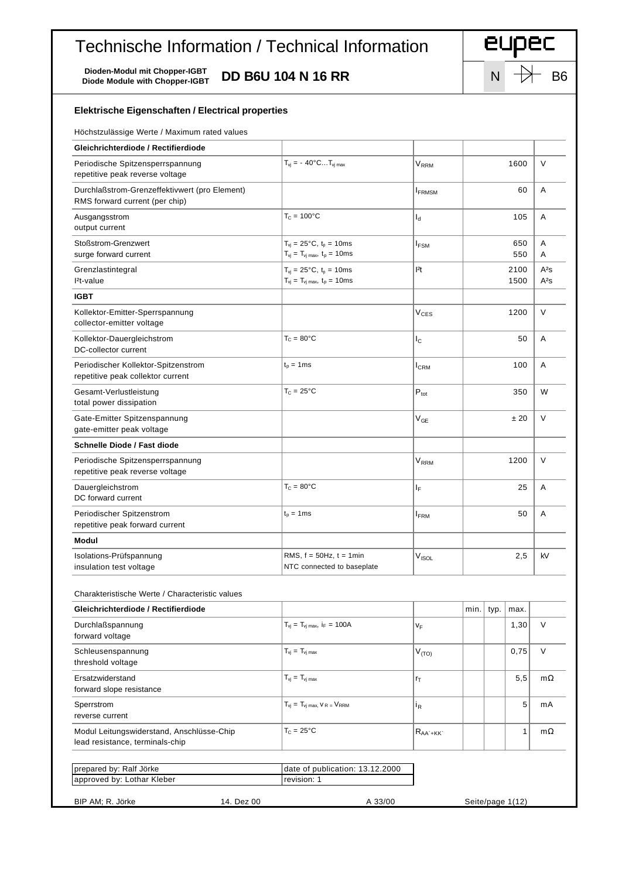# Technische Information / Technical Information

**Dioden-Modul mit Chopper-IGBT**
**Diode Module with Chopper-IGBT**

**DD B6U 104 N 16 RR**

eupec

N B6

## Elektrische Eigenschaften / Electrical properties

Höchstzulässige Werte / Maximum rated values

| | | | | |
|---|---|---|---|---|
| **Gleichrichterdiode / Rectifierdiode** | | | | |
| Periodische Spitzensperrspannung<br>repetitive peak reverse voltage | $T_{vj}$ = - 40°C... $T_{vj\,max}$ | $V_{RRM}$ | 1600 | V |
| Durchlaßstrom-Grenzeffektivwert (pro Element)<br>RMS forward current (per chip) | | $I_{FRMSM}$ | 60 | A |
| Ausgangsstrom<br>output current | $T_C$ = 100°C | $I_d$ | 105 | A |
| Stoßstrom-Grenzwert<br>surge forward current | $T_{vj}$ = 25°C, $t_p$ = 10ms<br>$T_{vj}$ = $T_{vj\,max}$, $t_p$ = 10ms | $I_{FSM}$ | 650<br>550 | A<br>A |
| Grenzlastintegral<br>I²t-value | $T_{vj}$ = 25°C, $t_p$ = 10ms<br>$T_{vj}$ = $T_{vj\,max}$, $t_p$ = 10ms | $I^2t$ | 2100<br>1500 | A²s<br>A²s |
| **IGBT** | | | | |
| Kollektor-Emitter-Sperrspannung<br>collector-emitter voltage | | $V_{CES}$ | 1200 | V |
| Kollektor-Dauergleichstrom<br>DC-collector current | $T_C$ = 80°C | $I_C$ | 50 | A |
| Periodischer Kollektor-Spitzenstrom<br>repetitive peak collektor current | $t_p$ = 1ms | $I_{CRM}$ | 100 | A |
| Gesamt-Verlustleistung<br>total power dissipation | $T_C$ = 25°C | $P_{tot}$ | 350 | W |
| Gate-Emitter Spitzenspannung<br>gate-emitter peak voltage | | $V_{GE}$ | ± 20 | V |
| **Schnelle Diode / Fast diode** | | | | |
| Periodische Spitzensperrspannung<br>repetitive peak reverse voltage | | $V_{RRM}$ | 1200 | V |
| Dauergleichstrom<br>DC forward current | $T_C$ = 80°C | $I_F$ | 25 | A |
| Periodischer Spitzenstrom<br>repetitive peak forward current | $t_p$ = 1ms | $I_{FRM}$ | 50 | A |
| **Modul** | | | | |
| Isolations-Prüfspannung<br>insulation test voltage | RMS, f = 50Hz, t = 1min<br>NTC connected to baseplate | $V_{ISOL}$ | 2,5 | kV |

Charakteristische Werte / Characteristic values

| **Gleichrichterdiode / Rectifierdiode** | | | min. | typ. | max. | |
|---|---|---|---|---|---|---|
| Durchlaßspannung<br>forward voltage | $T_{vj}$ = $T_{vj\,max}$, $i_F$ = 100A | $v_F$ | | | 1,30 | V |
| Schleusenspannung<br>threshold voltage | $T_{vj}$ = $T_{vj\,max}$ | $V_{(TO)}$ | | | 0,75 | V |
| Ersatzwiderstand<br>forward slope resistance | $T_{vj}$ = $T_{vj\,max}$ | $r_T$ | | | 5,5 | mΩ |
| Sperrstrom<br>reverse current | $T_{vj}$ = $T_{vj\,max}$, $v_R$ = $V_{RRM}$ | $i_R$ | | | 5 | mA |
| Modul Leitungswiderstand, Anschlüsse-Chip<br>lead resistance, terminals-chip | $T_C$ = 25°C | $R_{AA'+KK'}$ | | | 1 | mΩ |

| | |
|---|---|
| prepared by: Ralf Jörke | date of publication: 13.12.2000 |
| approved by: Lothar Kleber | revision: 1 |

BIP AM; R. Jörke 14. Dez 00 A 33/00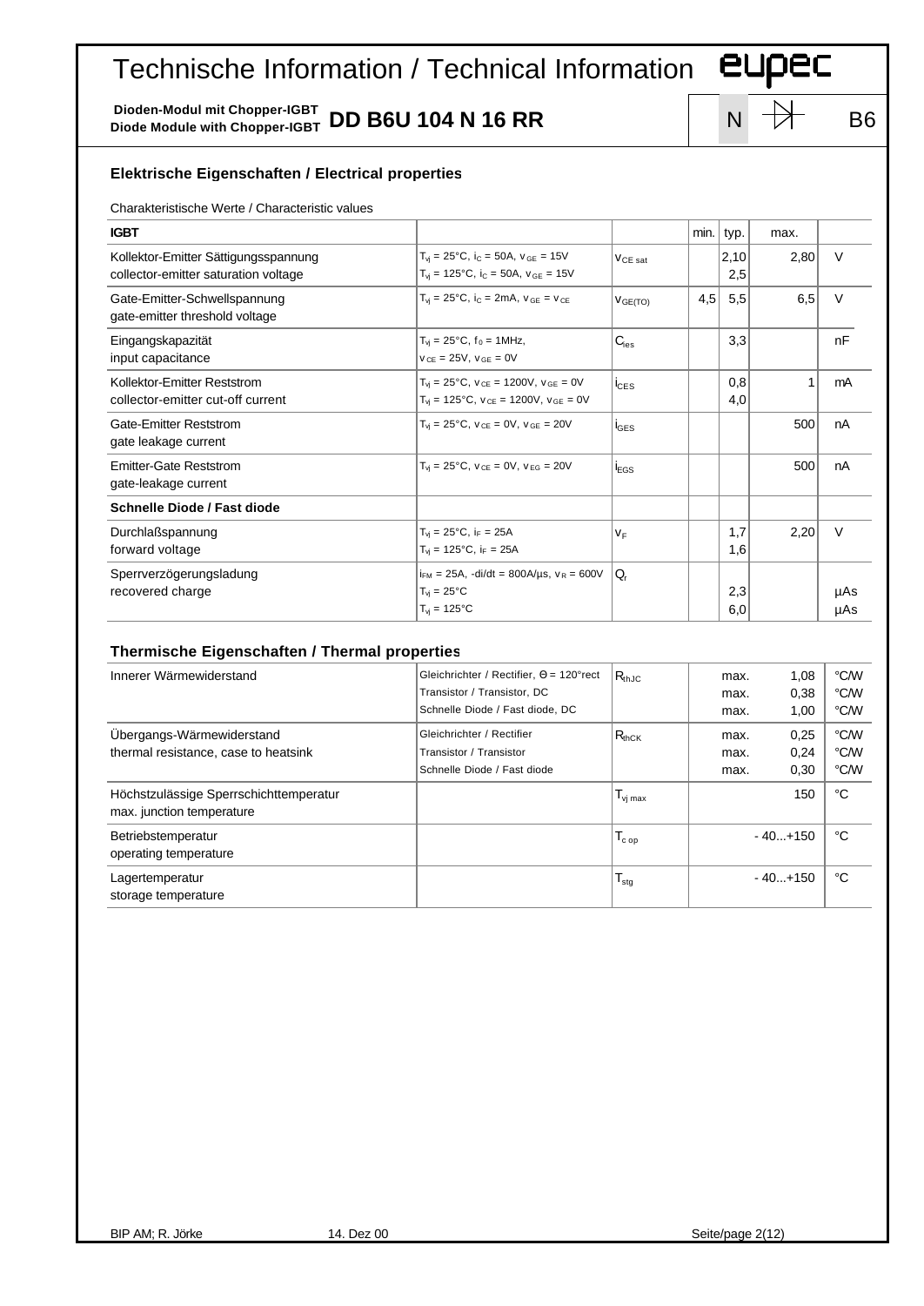# Technische Information / Technical Information

**Dioden-Modul mit Chopper-IGBT**
**Diode Module with Chopper-IGBT** **DD B6U 104 N 16 RR**

## Elektrische Eigenschaften / Electrical properties

Charakteristische Werte / Characteristic values

| **IGBT** | | | min. | typ. | max. | |
|---|---|---|---|---|---|---|
| Kollektor-Emitter Sättigungsspannung<br>collector-emitter saturation voltage | $T_{vj}$ = 25°C, $i_C$ = 50A, $v_{GE}$ = 15V<br>$T_{vj}$ = 125°C, $i_C$ = 50A, $v_{GE}$ = 15V | $V_{CE\ sat}$ | | 2,10<br>2,5 | 2,80 | V |
| Gate-Emitter-Schwellspannung<br>gate-emitter threshold voltage | $T_{vj}$ = 25°C, $i_C$ = 2mA, $v_{GE}$ = $v_{CE}$ | $V_{GE(TO)}$ | 4,5 | 5,5 | 6,5 | V |
| Eingangskapazität<br>input capacitance | $T_{vj}$ = 25°C, $f_0$ = 1MHz,<br>$v_{CE}$ = 25V, $v_{GE}$ = 0V | $C_{ies}$ | | 3,3 | | nF |
| Kollektor-Emitter Reststrom<br>collector-emitter cut-off current | $T_{vj}$ = 25°C, $v_{CE}$ = 1200V, $v_{GE}$ = 0V<br>$T_{vj}$ = 125°C, $v_{CE}$ = 1200V, $v_{GE}$ = 0V | $i_{CES}$ | | 0,8<br>4,0 | 1 | mA |
| Gate-Emitter Reststrom<br>gate leakage current | $T_{vj}$ = 25°C, $v_{CE}$ = 0V, $v_{GE}$ = 20V | $i_{GES}$ | | | 500 | nA |
| Emitter-Gate Reststrom<br>gate-leakage current | $T_{vj}$ = 25°C, $v_{CE}$ = 0V, $v_{EG}$ = 20V | $i_{EGS}$ | | | 500 | nA |
| **Schnelle Diode / Fast diode** | | | | | | |
| Durchlaßspannung<br>forward voltage | $T_{vj}$ = 25°C, $i_F$ = 25A<br>$T_{vj}$ = 125°C, $i_F$ = 25A | $v_F$ | | 1,7<br>1,6 | 2,20 | V |
| Sperrverzögerungsladung<br>recovered charge | $i_{FM}$ = 25A, -di/dt = 800A/µs, $v_R$ = 600V<br>$T_{vj}$ = 25°C<br>$T_{vj}$ = 125°C | $Q_r$ | | <br>2,3<br>6,0 | | <br>µAs<br>µAs |

## Thermische Eigenschaften / Thermal properties

| | | | | | |
|---|---|---|---|---|---|
| Innerer Wärmewiderstand | Gleichrichter / Rectifier, Θ = 120°rect<br>Transistor / Transistor, DC<br>Schnelle Diode / Fast diode, DC | $R_{thJC}$ | max.<br>max.<br>max. | 1,08<br>0,38<br>1,00 | °C/W<br>°C/W<br>°C/W |
| Übergangs-Wärmewiderstand<br>thermal resistance, case to heatsink | Gleichrichter / Rectifier<br>Transistor / Transistor<br>Schnelle Diode / Fast diode | $R_{thCK}$ | max.<br>max.<br>max. | 0,25<br>0,24<br>0,30 | °C/W<br>°C/W<br>°C/W |
| Höchstzulässige Sperrschichttemperatur<br>max. junction temperature | | $T_{vj\ max}$ | | 150 | °C |
| Betriebstemperatur<br>operating temperature | | $T_{c\ op}$ | | - 40...+150 | °C |
| Lagertemperatur<br>storage temperature | | $T_{stg}$ | | - 40...+150 | °C |

BIP AM; R. Jörke 14. Dez 00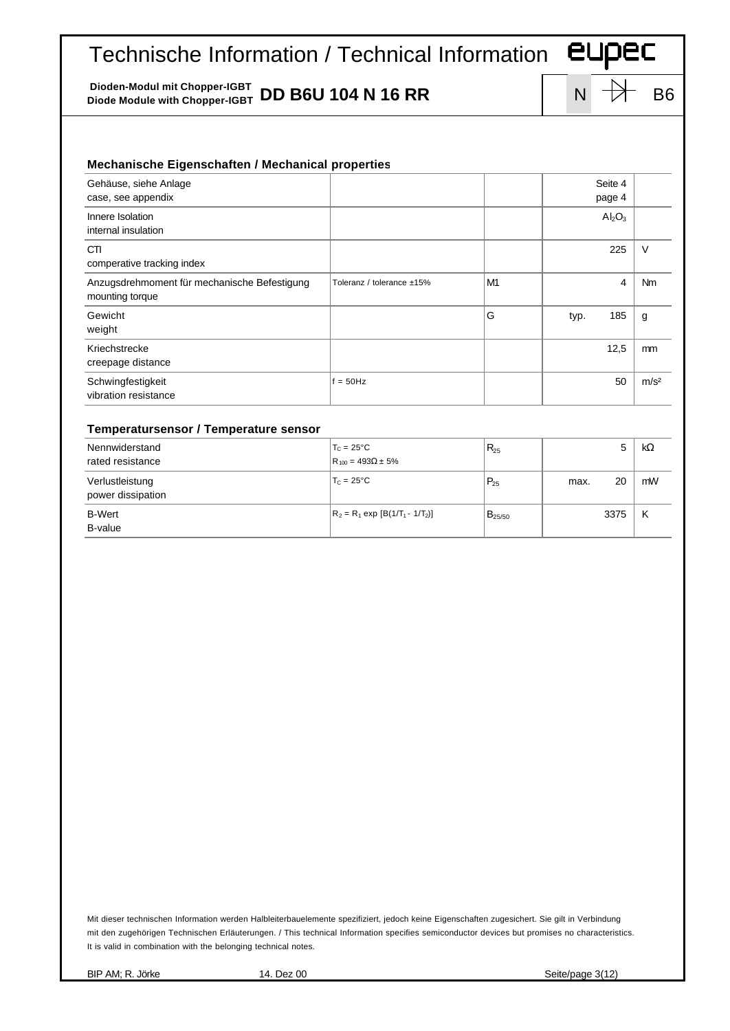# Technische Information / Technical Information

**Dioden-Modul mit Chopper-IGBT**
**Diode Module with Chopper-IGBT** **DD B6U 104 N 16 RR**

N B6

### Mechanische Eigenschaften / Mechanical properties

| | | | | |
|---|---|---|---|---|
| Gehäuse, siehe Anlage<br>case, see appendix | | | Seite 4<br>page 4 | |
| Innere Isolation<br>internal insulation | | | $Al_2O_3$ | |
| CTI<br>comperative tracking index | | | 225 | V |
| Anzugsdrehmoment für mechanische Befestigung<br>mounting torque | Toleranz / tolerance ±15% | M1 | 4 | Nm |
| Gewicht<br>weight | | G | typ. 185 | g |
| Kriechstrecke<br>creepage distance | | | 12,5 | mm |
| Schwingfestigkeit<br>vibration resistance | f = 50Hz | | 50 | m/s² |

### Temperatursensor / Temperature sensor

| | | | | |
|---|---|---|---|---|
| Nennwiderstand<br>rated resistance | $T_C = 25°C$<br>$R_{100} = 493\Omega \pm 5\%$ | $R_{25}$ | 5 | kΩ |
| Verlustleistung<br>power dissipation | $T_C = 25°C$ | $P_{25}$ | max. 20 | mW |
| B-Wert<br>B-value | $R_2 = R_1 \exp [B(1/T_1 - 1/T_2)]$ | $B_{25/50}$ | 3375 | K |

Mit dieser technischen Information werden Halbleiterbauelemente spezifiziert, jedoch keine Eigenschaften zugesichert. Sie gilt in Verbindung mit den zugehörigen Technischen Erläuterungen. / This technical Information specifies semiconductor devices but promises no characteristics. It is valid in combination with the belonging technical notes.

BIP AM; R. Jörke 14. Dez 00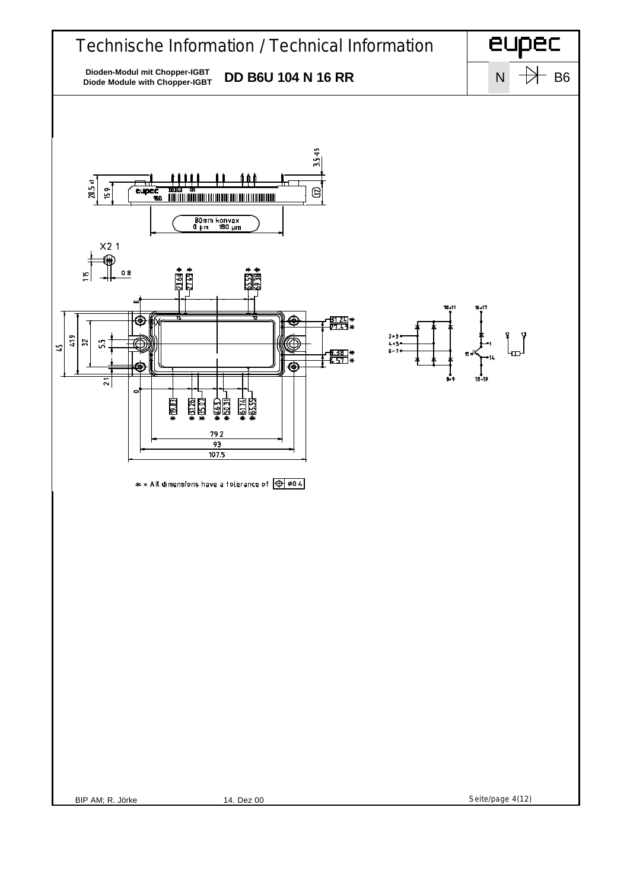# Technische Information / Technical Information

**Dioden-Modul mit Chopper-IGBT**
**Diode Module with Chopper-IGBT**

**DD B6U 104 N 16 RR**

eupec

N B6

80mm konvex
0 µm 180 µm

X2 1

* = All dimensions have a tolerance of ⊕ ø0.4

BIP AM; R. Jörke 14. Dez 00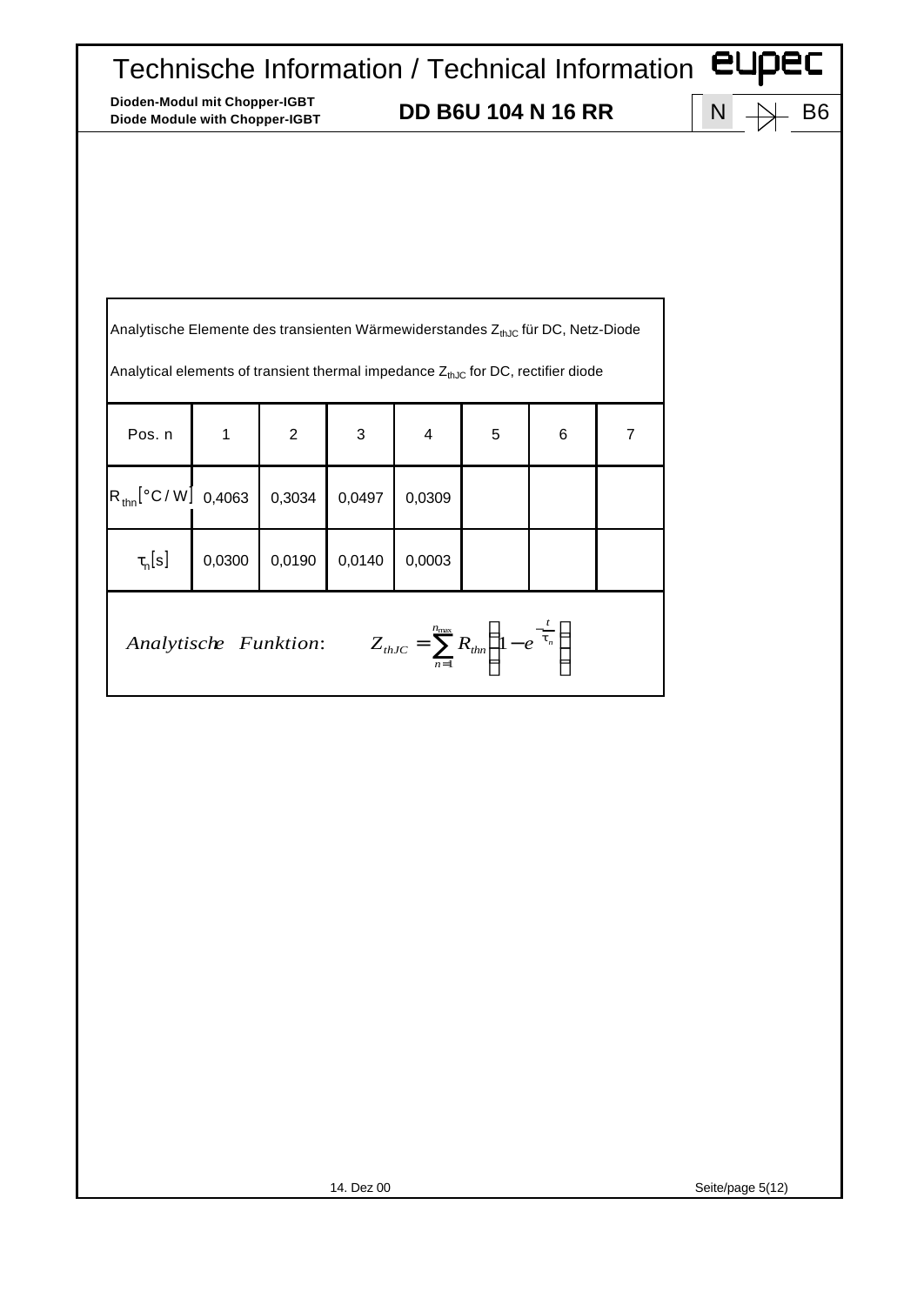Analytische Elemente des transienten Wärmewiderstandes $Z_{thJC}$ für DC, Netz-Diode

Analytical elements of transient thermal impedance $Z_{thJC}$ for DC, rectifier diode

| Pos. n | 1 | 2 | 3 | 4 | 5 | 6 | 7 |
|---|---|---|---|---|---|---|---|
| $R_{thn}$ [°C / W] | 0,4063 | 0,3034 | 0,0497 | 0,0309 | | | |
| $\tau_n$ [s] | 0,0300 | 0,0190 | 0,0140 | 0,0003 | | | |

*Analytische Funktion:* $$Z_{thJC} = \sum_{n=1}^{n_{max}} R_{thn} \left( 1 - e^{-\frac{t}{\tau_n}} \right)$$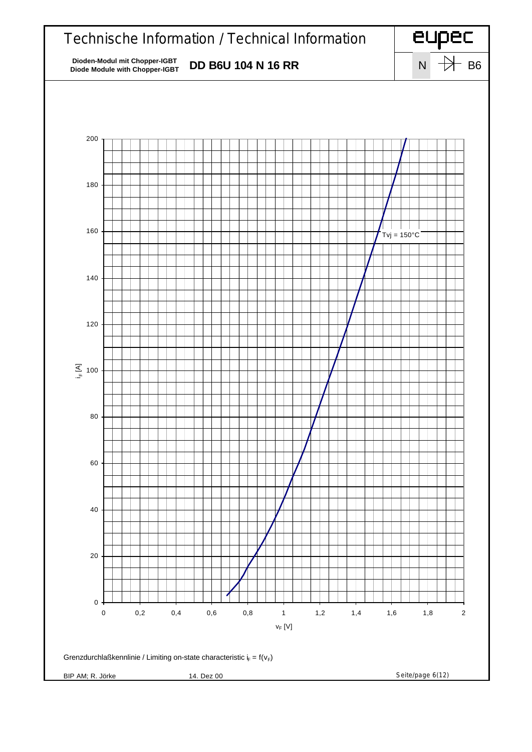# Technische Information / Technical Information

**Dioden-Modul mit Chopper-IGBT**
**Diode Module with Chopper-IGBT**

**DD B6U 104 N 16 RR**

Tvj = 150°C

$i_F$ [A]

$v_F$ [V]

Grenzdurchlaßkennlinie / Limiting on-state characteristic $i_F = f(v_F)$

BIP AM; R. Jörke 14. Dez 00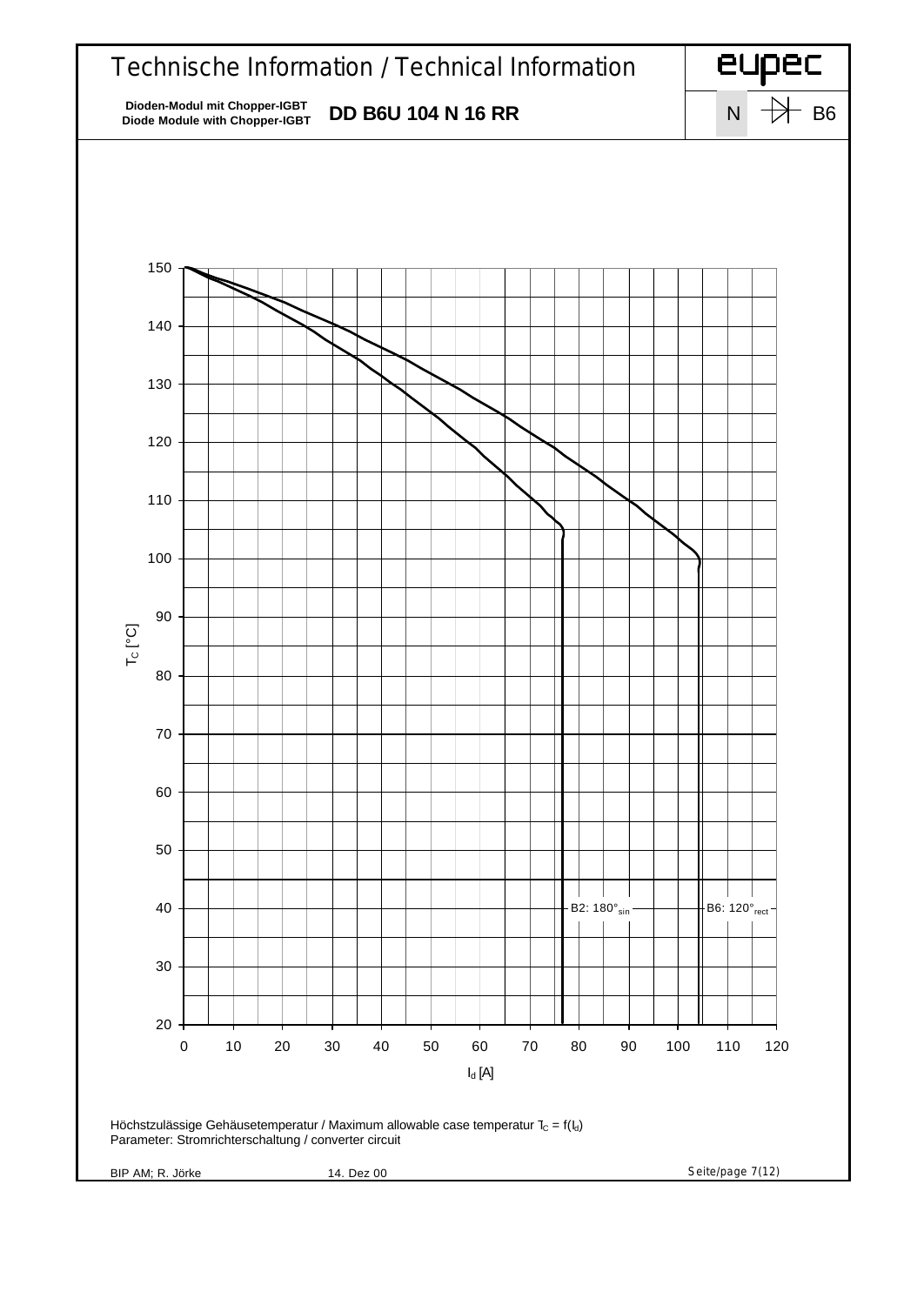Höchstzulässige Gehäusetemperatur / Maximum allowable case temperatur $T_C = f(I_d)$
Parameter: Stromrichterschaltung / converter circuit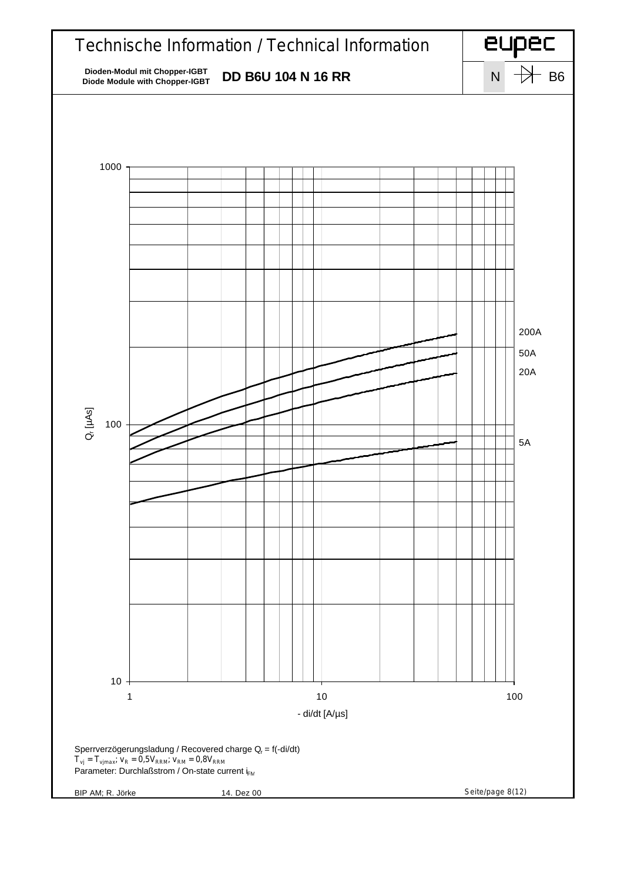# Technische Information / Technical Information

**Dioden-Modul mit Chopper-IGBT**
**Diode Module with Chopper-IGBT**

**DD B6U 104 N 16 RR**

N B6

$Q_r$ [µAs]

1000

100

10

1 10 100

- di/dt [A/µs]

200A
50A
20A
5A

Sperrverzögerungsladung / Recovered charge $Q_r$ = f(-di/dt)
$T_{vj} = T_{vjmax}$; $v_R = 0{,}5V_{RRM}$; $v_{RM} = 0{,}8V_{RRM}$
Parameter: Durchlaßstrom / On-state current $i_{FM}$

BIP AM; R. Jörke 14. Dez 00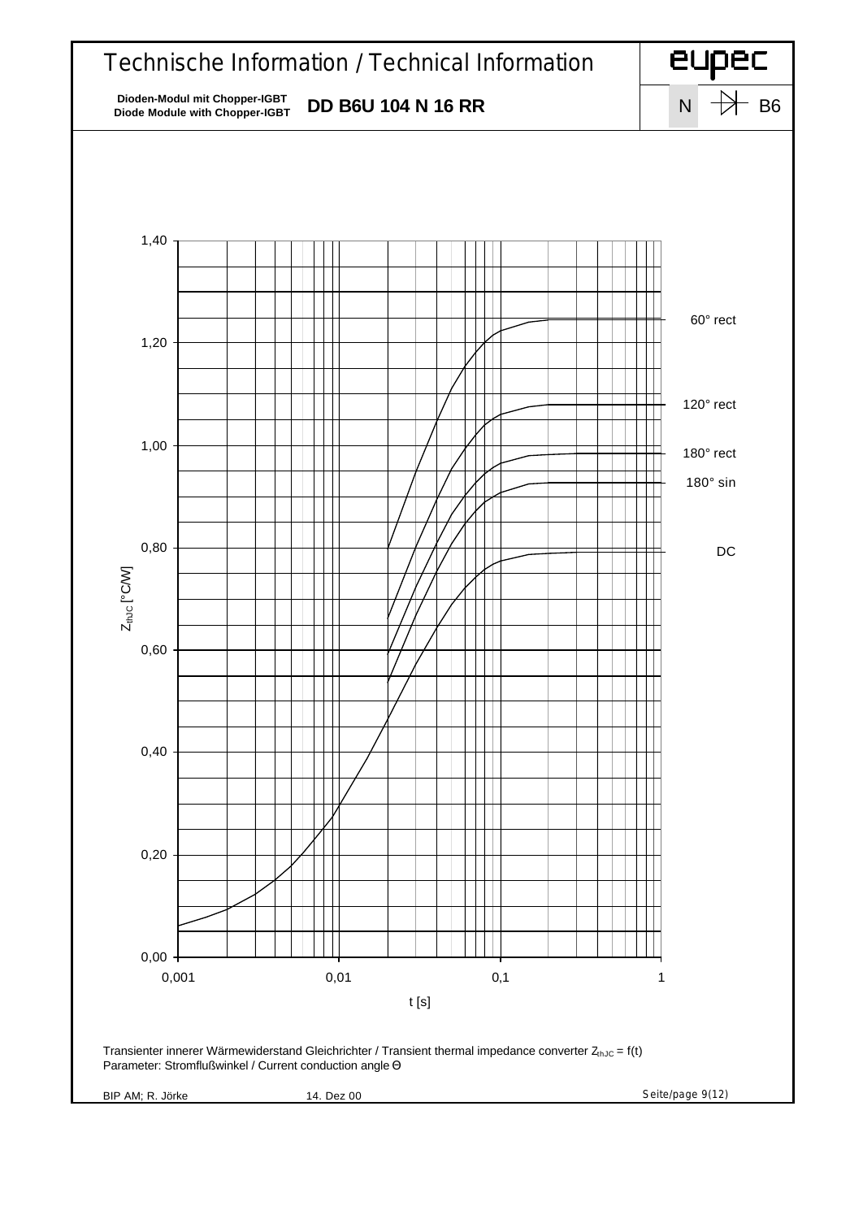# Technische Information / Technical Information

**Dioden-Modul mit Chopper-IGBT**
**Diode Module with Chopper-IGBT**

**DD B6U 104 N 16 RR**

eupec

N B6

1,40
1,20
1,00
0,80
0,60
0,40
0,20
0,00

$Z_{thJC}$ [°C/W]

0,001 0,01 0,1 1

t [s]

60° rect
120° rect
180° rect
180° sin
DC

Transienter innerer Wärmewiderstand Gleichrichter / Transient thermal impedance converter $Z_{thJC} = f(t)$
Parameter: Stromflußwinkel / Current conduction angle Θ

BIP AM; R. Jörke 14. Dez 00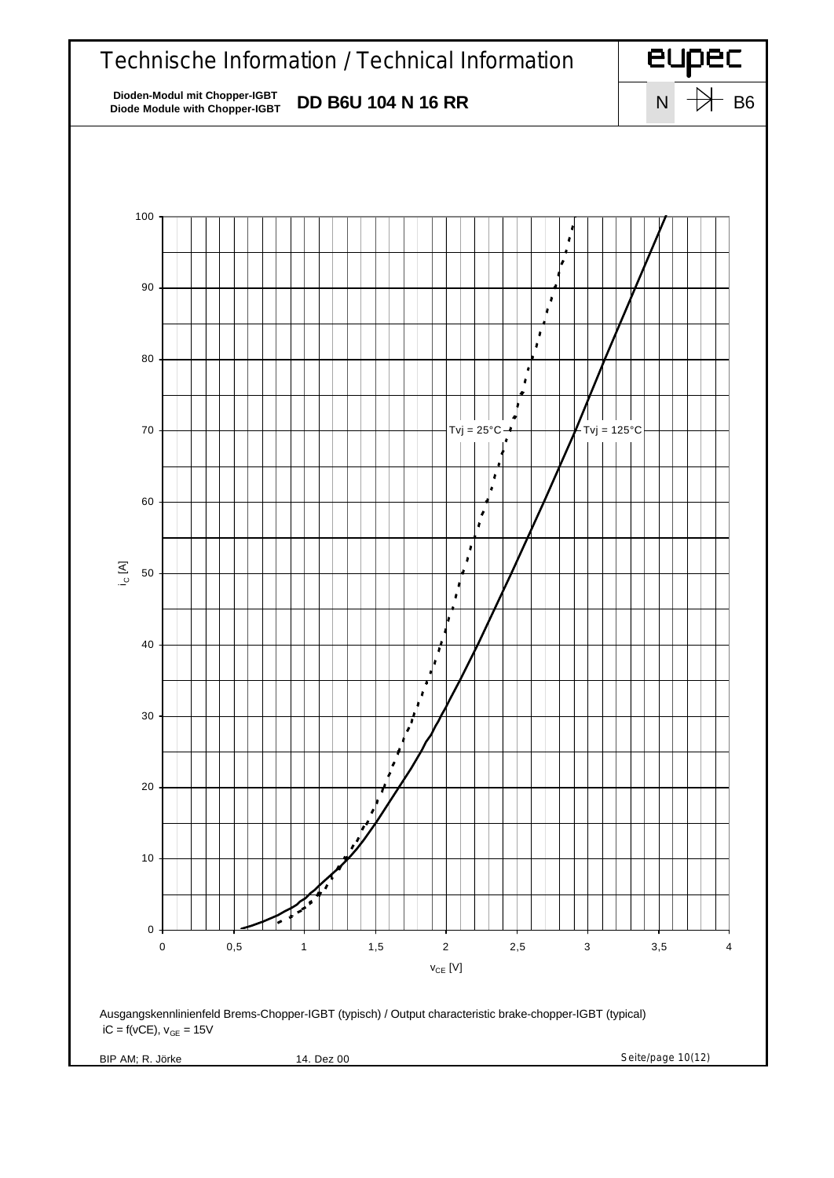# Technische Information / Technical Information

**Dioden-Modul mit Chopper-IGBT**
**Diode Module with Chopper-IGBT**

**DD B6U 104 N 16 RR**

eupec

N B6

Tvj = 25°C

Tvj = 125°C

$i_C$ [A]

$v_{CE}$ [V]

Ausgangskennlinienfeld Brems-Chopper-IGBT (typisch) / Output characteristic brake-chopper-IGBT (typical)
iC = f(vCE), $v_{GE}$ = 15V

BIP AM; R. Jörke 14. Dez 00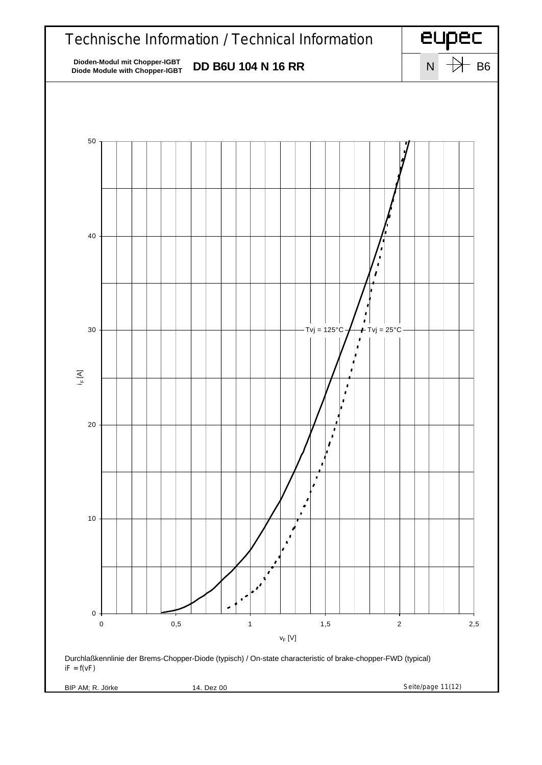# Technische Information / Technical Information

**Dioden-Modul mit Chopper-IGBT**
**Diode Module with Chopper-IGBT**

**DD B6U 104 N 16 RR**

Tvj = 125°C

Tvj = 25°C

$i_F$ [A]

$v_F$ [V]

Durchlaßkennlinie der Brems-Chopper-Diode (typisch) / On-state characteristic of brake-chopper-FWD (typical)
$i_F = f(v_F)$

BIP AM; R. Jörke 14. Dez 00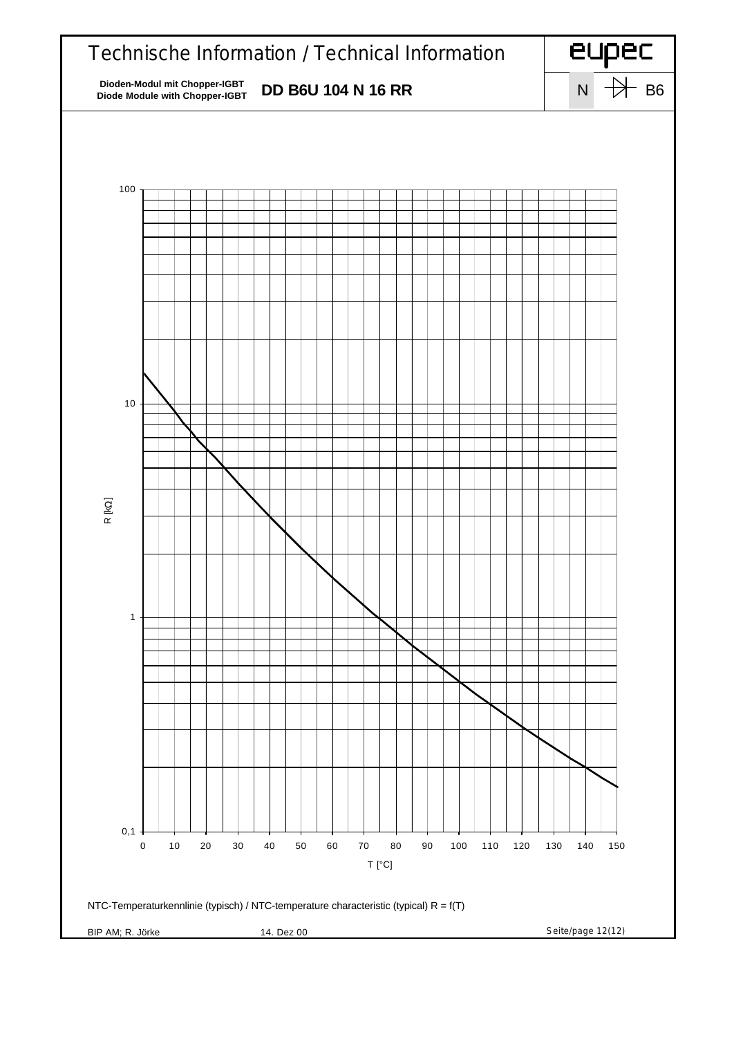# Technische Information / Technical Information

**Dioden-Modul mit Chopper-IGBT**
**Diode Module with Chopper-IGBT**

**DD B6U 104 N 16 RR**

N B6

100

10

1

0,1

R [kΩ]

0 10 20 30 40 50 60 70 80 90 100 110 120 130 140 150

T [°C]

NTC-Temperaturkennlinie (typisch) / NTC-temperature characteristic (typical) R = f(T)

BIP AM; R. Jörke 14. Dez 00